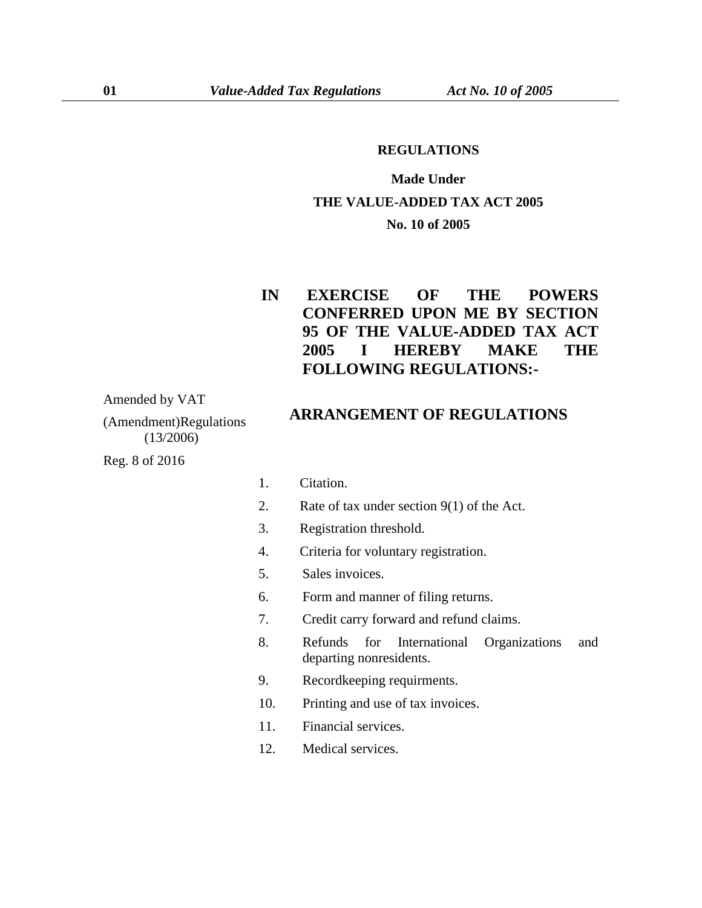**REGULATIONS**

**Made Under**

**THE VALUE-ADDED TAX ACT 2005**

**No. 10 of 2005**

**IN EXERCISE OF THE POWERS CONFERRED UPON ME BY SECTION 95 OF THE VALUE-ADDED TAX ACT 2005 I HEREBY MAKE THE FOLLOWING REGULATIONS:-**

Amended by VAT (Amendment)Regulations (13/2006)

Reg. 8 of 2016

## ARRANGEMENT OF REGULATIONS

1. Citation.
2. Rate of tax under section 9(1) of the Act.
3. Registration threshold.
4. Criteria for voluntary registration.
5. Sales invoices.
6. Form and manner of filing returns.
7. Credit carry forward and refund claims.
8. Refunds for International Organizations and departing nonresidents.
9. Recordkeeping requirments.
10. Printing and use of tax invoices.
11. Financial services.
12. Medical services.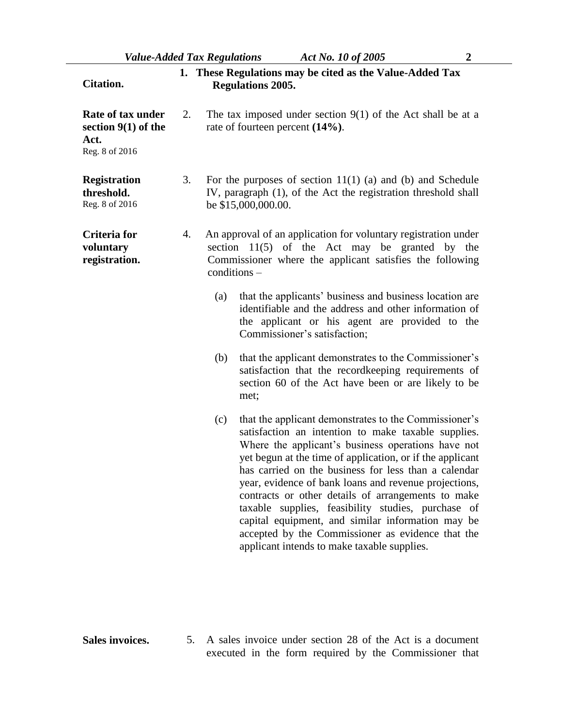**Citation.**

**1. These Regulations may be cited as the Value-Added Tax Regulations 2005.**

**Rate of tax under section 9(1) of the Act.**
Reg. 8 of 2016

2. The tax imposed under section 9(1) of the Act shall be at a rate of fourteen percent **(14%)**.

**Registration threshold.**
Reg. 8 of 2016

3. For the purposes of section 11(1) (a) and (b) and Schedule IV, paragraph (1), of the Act the registration threshold shall be $15,000,000.00.

**Criteria for voluntary registration.**

4. An approval of an application for voluntary registration under section 11(5) of the Act may be granted by the Commissioner where the applicant satisfies the following conditions –

   (a) that the applicants' business and business location are identifiable and the address and other information of the applicant or his agent are provided to the Commissioner's satisfaction;

   (b) that the applicant demonstrates to the Commissioner's satisfaction that the recordkeeping requirements of section 60 of the Act have been or are likely to be met;

   (c) that the applicant demonstrates to the Commissioner's satisfaction an intention to make taxable supplies. Where the applicant's business operations have not yet begun at the time of application, or if the applicant has carried on the business for less than a calendar year, evidence of bank loans and revenue projections, contracts or other details of arrangements to make taxable supplies, feasibility studies, purchase of capital equipment, and similar information may be accepted by the Commissioner as evidence that the applicant intends to make taxable supplies.

**Sales invoices.**

5. A sales invoice under section 28 of the Act is a document executed in the form required by the Commissioner that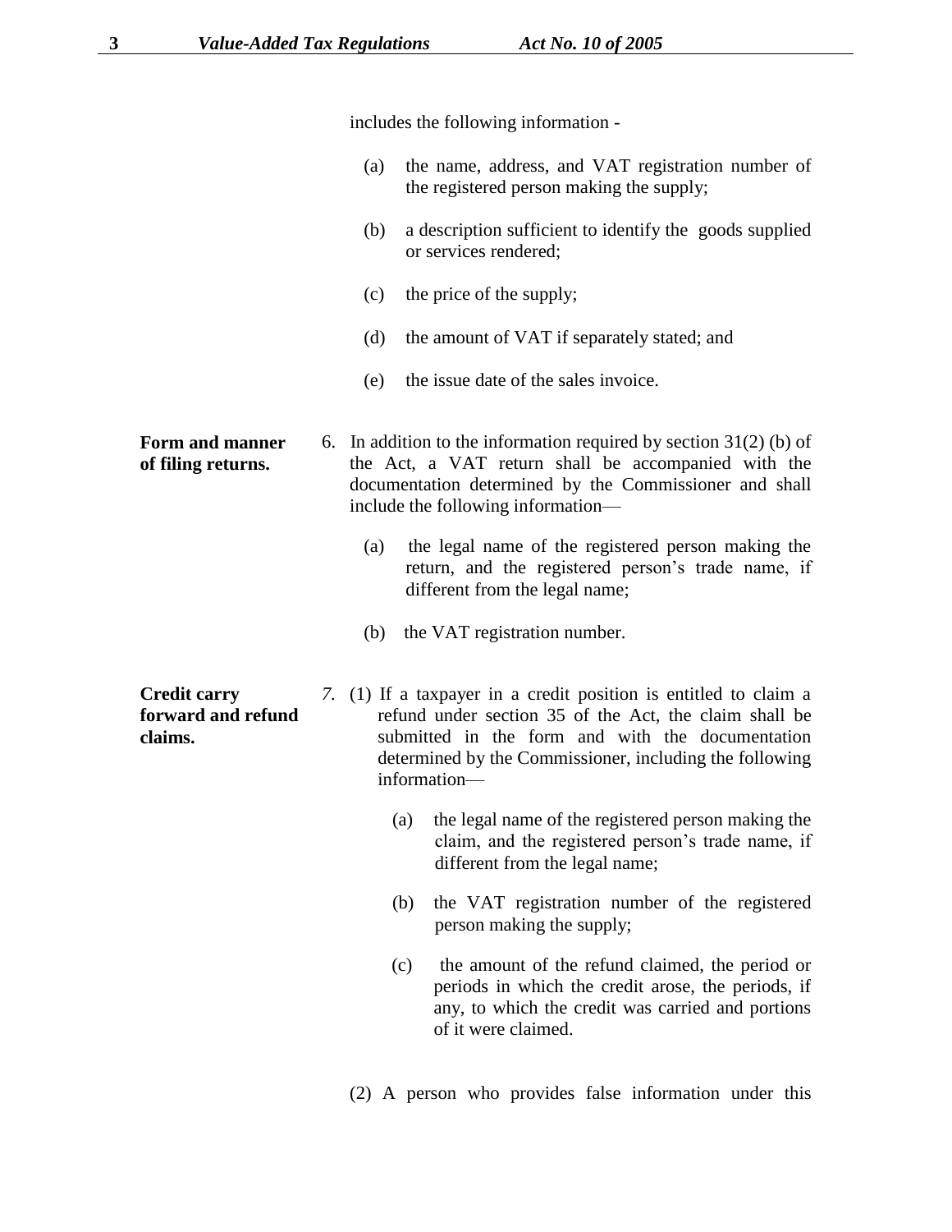includes the following information -

(a) the name, address, and VAT registration number of the registered person making the supply;

(b) a description sufficient to identify the goods supplied or services rendered;

(c) the price of the supply;

(d) the amount of VAT if separately stated; and

(e) the issue date of the sales invoice.

**Form and manner of filing returns.**

6. In addition to the information required by section 31(2) (b) of the Act, a VAT return shall be accompanied with the documentation determined by the Commissioner and shall include the following information—

(a) the legal name of the registered person making the return, and the registered person's trade name, if different from the legal name;

(b) the VAT registration number.

**Credit carry forward and refund claims.**

*7.* (1) If a taxpayer in a credit position is entitled to claim a refund under section 35 of the Act, the claim shall be submitted in the form and with the documentation determined by the Commissioner, including the following information—

(a) the legal name of the registered person making the claim, and the registered person's trade name, if different from the legal name;

(b) the VAT registration number of the registered person making the supply;

(c) the amount of the refund claimed, the period or periods in which the credit arose, the periods, if any, to which the credit was carried and portions of it were claimed.

(2) A person who provides false information under this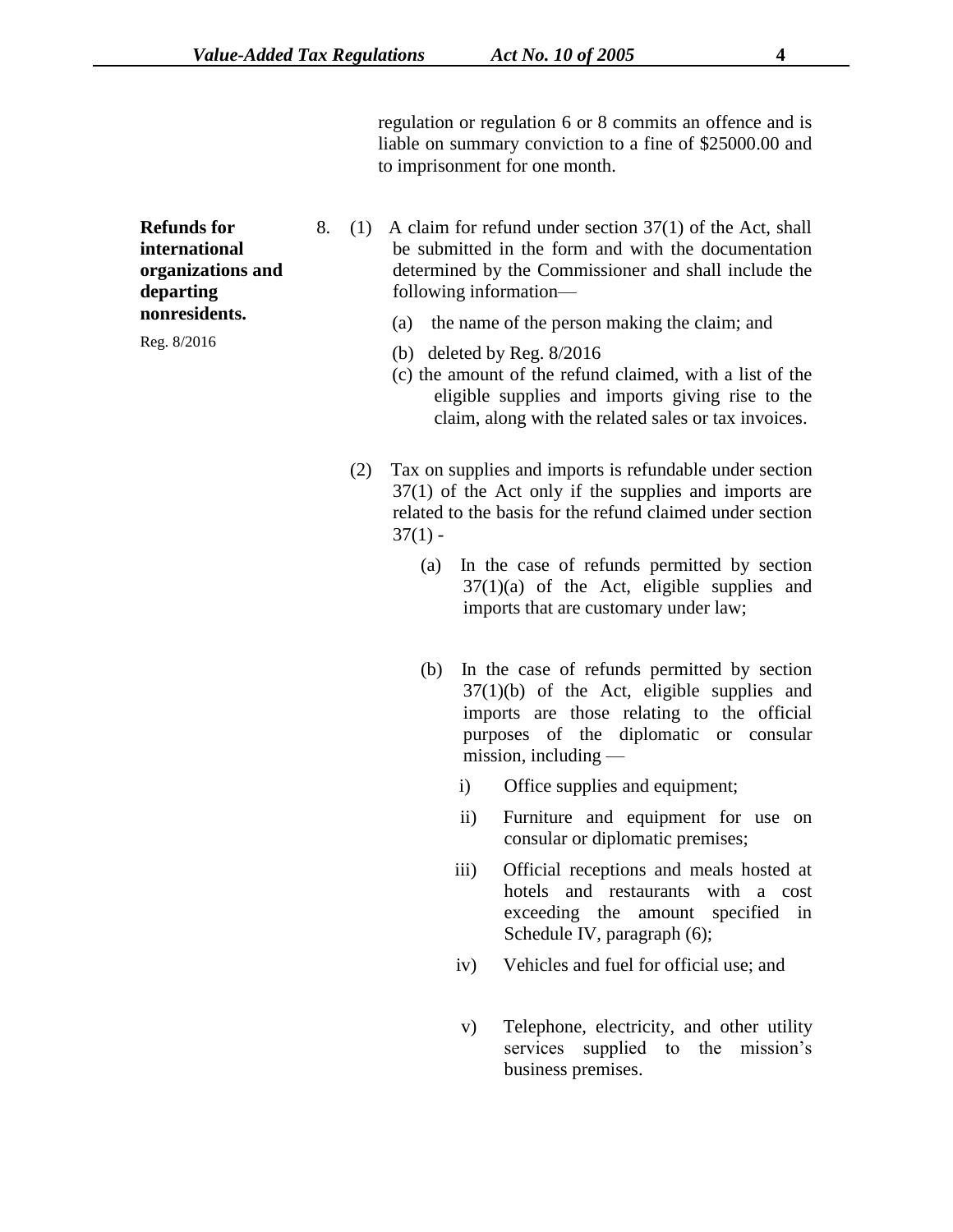regulation or regulation 6 or 8 commits an offence and is liable on summary conviction to a fine of $25000.00 and to imprisonment for one month.

**Refunds for international organizations and departing nonresidents.**

Reg. 8/2016

8. (1) A claim for refund under section 37(1) of the Act, shall be submitted in the form and with the documentation determined by the Commissioner and shall include the following information—

   (a) the name of the person making the claim; and

   (b) deleted by Reg. 8/2016

   (c) the amount of the refund claimed, with a list of the eligible supplies and imports giving rise to the claim, along with the related sales or tax invoices.

(2) Tax on supplies and imports is refundable under section 37(1) of the Act only if the supplies and imports are related to the basis for the refund claimed under section 37(1) -

   (a) In the case of refunds permitted by section 37(1)(a) of the Act, eligible supplies and imports that are customary under law;

   (b) In the case of refunds permitted by section 37(1)(b) of the Act, eligible supplies and imports are those relating to the official purposes of the diplomatic or consular mission, including —

      i) Office supplies and equipment;

      ii) Furniture and equipment for use on consular or diplomatic premises;

      iii) Official receptions and meals hosted at hotels and restaurants with a cost exceeding the amount specified in Schedule IV, paragraph (6);

      iv) Vehicles and fuel for official use; and

      v) Telephone, electricity, and other utility services supplied to the mission's business premises.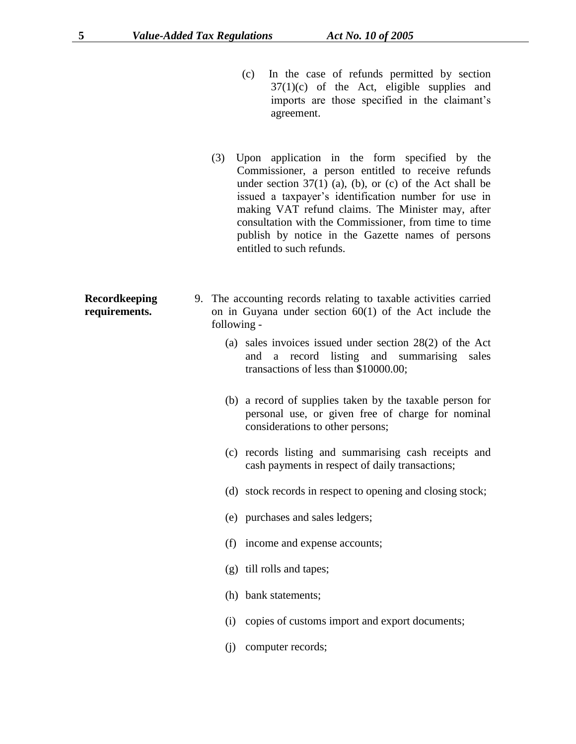(c) In the case of refunds permitted by section 37(1)(c) of the Act, eligible supplies and imports are those specified in the claimant's agreement.

(3) Upon application in the form specified by the Commissioner, a person entitled to receive refunds under section 37(1) (a), (b), or (c) of the Act shall be issued a taxpayer's identification number for use in making VAT refund claims. The Minister may, after consultation with the Commissioner, from time to time publish by notice in the Gazette names of persons entitled to such refunds.

**Recordkeeping requirements.**

9. The accounting records relating to taxable activities carried on in Guyana under section 60(1) of the Act include the following -

   (a) sales invoices issued under section 28(2) of the Act and a record listing and summarising sales transactions of less than $10000.00;

   (b) a record of supplies taken by the taxable person for personal use, or given free of charge for nominal considerations to other persons;

   (c) records listing and summarising cash receipts and cash payments in respect of daily transactions;

   (d) stock records in respect to opening and closing stock;

   (e) purchases and sales ledgers;

   (f) income and expense accounts;

   (g) till rolls and tapes;

   (h) bank statements;

   (i) copies of customs import and export documents;

   (j) computer records;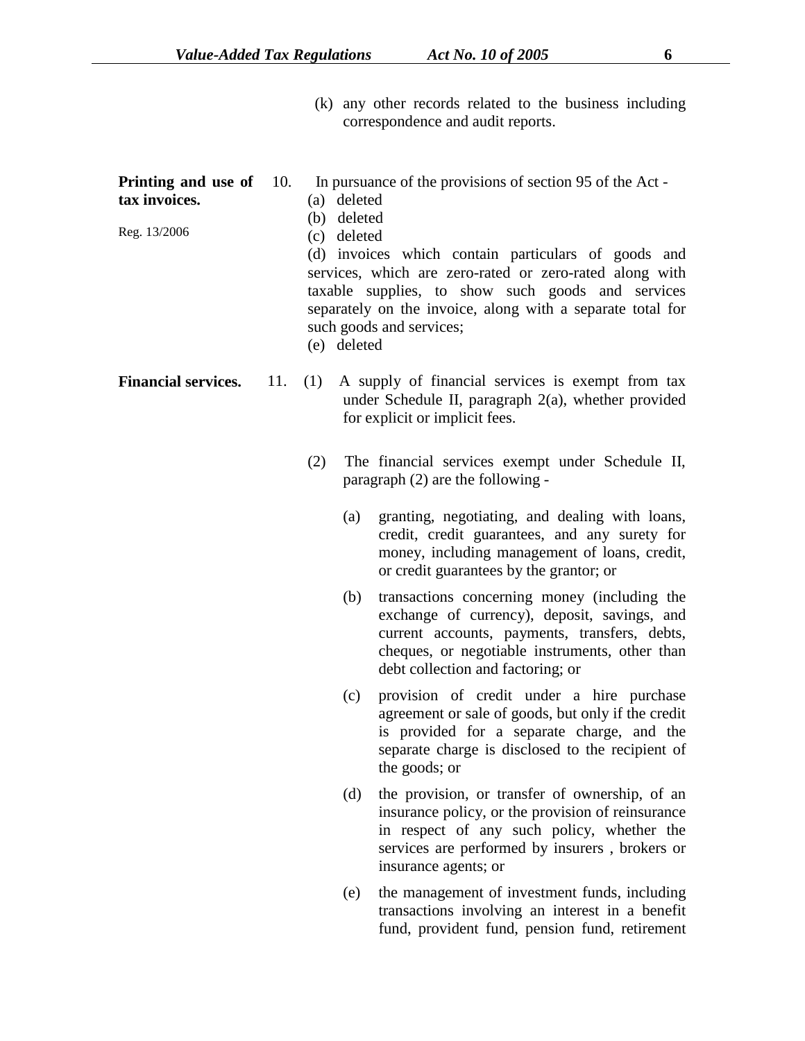(k) any other records related to the business including correspondence and audit reports.

**Printing and use of tax invoices.**

Reg. 13/2006

10. In pursuance of the provisions of section 95 of the Act -

(a) deleted

(b) deleted

(c) deleted

(d) invoices which contain particulars of goods and services, which are zero-rated or zero-rated along with taxable supplies, to show such goods and services separately on the invoice, along with a separate total for such goods and services;

(e) deleted

**Financial services.**

11. (1) A supply of financial services is exempt from tax under Schedule II, paragraph 2(a), whether provided for explicit or implicit fees.

(2) The financial services exempt under Schedule II, paragraph (2) are the following -

(a) granting, negotiating, and dealing with loans, credit, credit guarantees, and any surety for money, including management of loans, credit, or credit guarantees by the grantor; or

(b) transactions concerning money (including the exchange of currency), deposit, savings, and current accounts, payments, transfers, debts, cheques, or negotiable instruments, other than debt collection and factoring; or

(c) provision of credit under a hire purchase agreement or sale of goods, but only if the credit is provided for a separate charge, and the separate charge is disclosed to the recipient of the goods; or

(d) the provision, or transfer of ownership, of an insurance policy, or the provision of reinsurance in respect of any such policy, whether the services are performed by insurers , brokers or insurance agents; or

(e) the management of investment funds, including transactions involving an interest in a benefit fund, provident fund, pension fund, retirement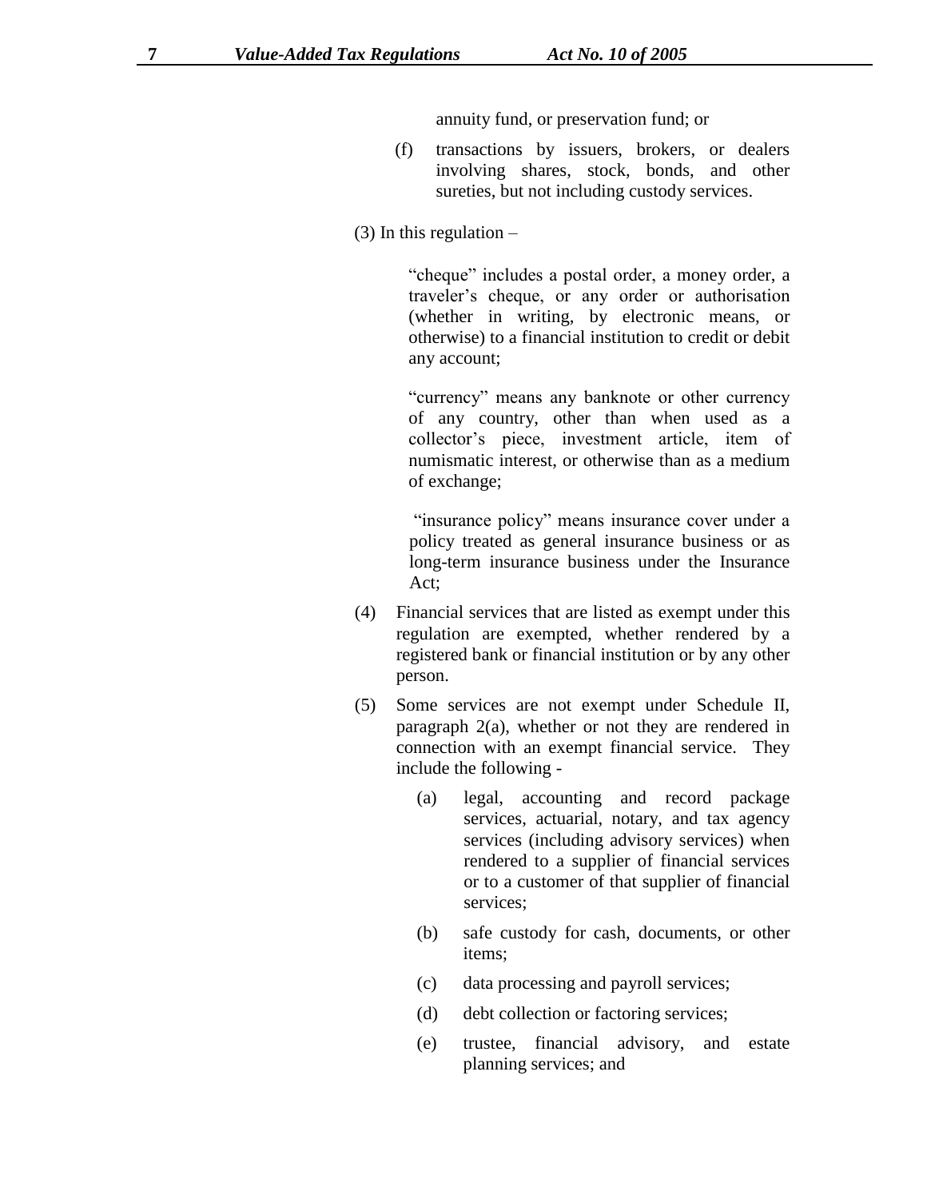annuity fund, or preservation fund; or

(f) transactions by issuers, brokers, or dealers involving shares, stock, bonds, and other sureties, but not including custody services.

(3) In this regulation –

"cheque" includes a postal order, a money order, a traveler's cheque, or any order or authorisation (whether in writing, by electronic means, or otherwise) to a financial institution to credit or debit any account;

"currency" means any banknote or other currency of any country, other than when used as a collector's piece, investment article, item of numismatic interest, or otherwise than as a medium of exchange;

"insurance policy" means insurance cover under a policy treated as general insurance business or as long-term insurance business under the Insurance Act;

(4) Financial services that are listed as exempt under this regulation are exempted, whether rendered by a registered bank or financial institution or by any other person.

(5) Some services are not exempt under Schedule II, paragraph 2(a), whether or not they are rendered in connection with an exempt financial service. They include the following -

(a) legal, accounting and record package services, actuarial, notary, and tax agency services (including advisory services) when rendered to a supplier of financial services or to a customer of that supplier of financial services;

(b) safe custody for cash, documents, or other items;

(c) data processing and payroll services;

(d) debt collection or factoring services;

(e) trustee, financial advisory, and estate planning services; and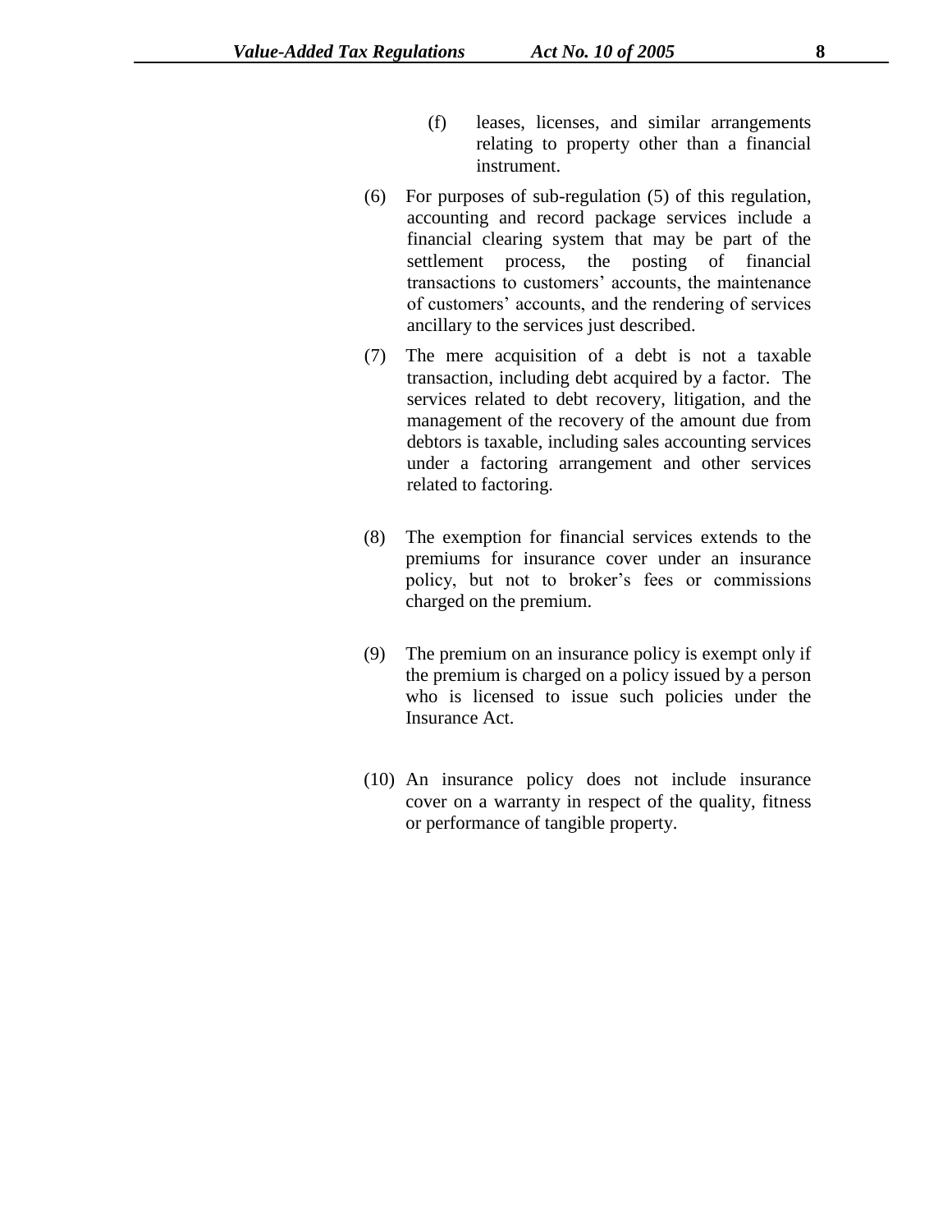(f) leases, licenses, and similar arrangements relating to property other than a financial instrument.

(6) For purposes of sub-regulation (5) of this regulation, accounting and record package services include a financial clearing system that may be part of the settlement process, the posting of financial transactions to customers' accounts, the maintenance of customers' accounts, and the rendering of services ancillary to the services just described.

(7) The mere acquisition of a debt is not a taxable transaction, including debt acquired by a factor. The services related to debt recovery, litigation, and the management of the recovery of the amount due from debtors is taxable, including sales accounting services under a factoring arrangement and other services related to factoring.

(8) The exemption for financial services extends to the premiums for insurance cover under an insurance policy, but not to broker's fees or commissions charged on the premium.

(9) The premium on an insurance policy is exempt only if the premium is charged on a policy issued by a person who is licensed to issue such policies under the Insurance Act.

(10) An insurance policy does not include insurance cover on a warranty in respect of the quality, fitness or performance of tangible property.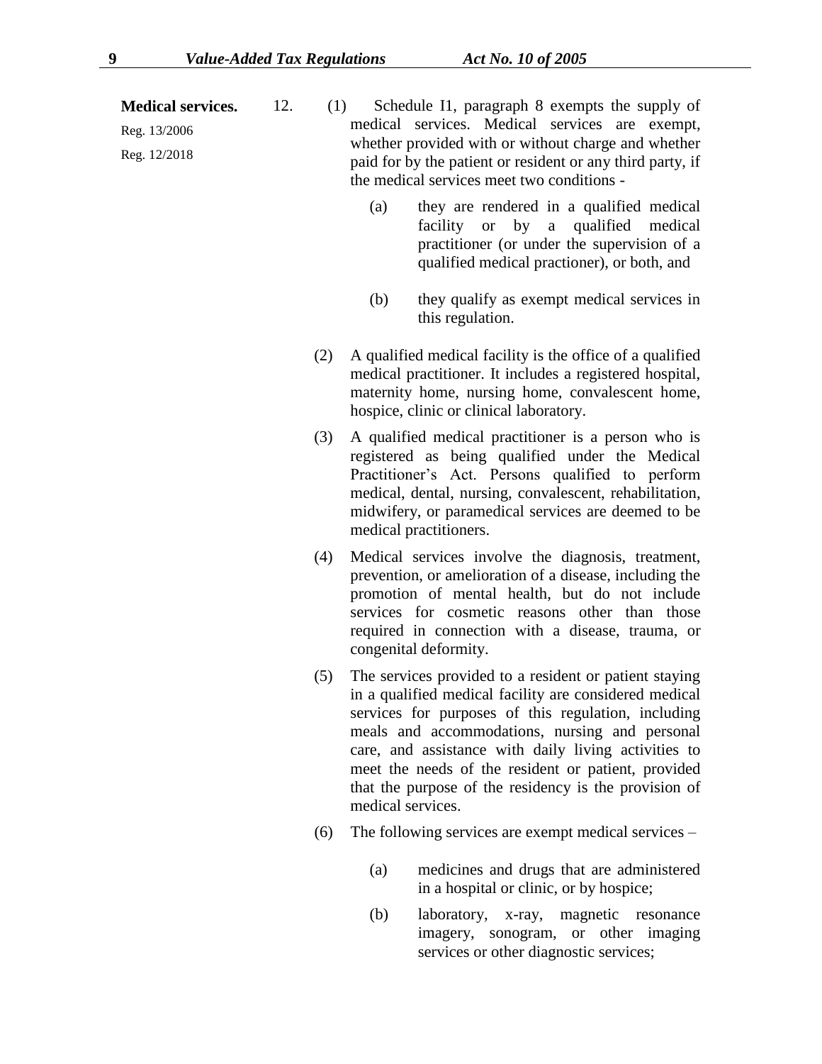**Medical services.**

Reg. 13/2006

Reg. 12/2018

12. (1) Schedule I1, paragraph 8 exempts the supply of medical services. Medical services are exempt, whether provided with or without charge and whether paid for by the patient or resident or any third party, if the medical services meet two conditions -

(a) they are rendered in a qualified medical facility or by a qualified medical practitioner (or under the supervision of a qualified medical practioner), or both, and

(b) they qualify as exempt medical services in this regulation.

(2) A qualified medical facility is the office of a qualified medical practitioner. It includes a registered hospital, maternity home, nursing home, convalescent home, hospice, clinic or clinical laboratory.

(3) A qualified medical practitioner is a person who is registered as being qualified under the Medical Practitioner's Act. Persons qualified to perform medical, dental, nursing, convalescent, rehabilitation, midwifery, or paramedical services are deemed to be medical practitioners.

(4) Medical services involve the diagnosis, treatment, prevention, or amelioration of a disease, including the promotion of mental health, but do not include services for cosmetic reasons other than those required in connection with a disease, trauma, or congenital deformity.

(5) The services provided to a resident or patient staying in a qualified medical facility are considered medical services for purposes of this regulation, including meals and accommodations, nursing and personal care, and assistance with daily living activities to meet the needs of the resident or patient, provided that the purpose of the residency is the provision of medical services.

(6) The following services are exempt medical services –

(a) medicines and drugs that are administered in a hospital or clinic, or by hospice;

(b) laboratory, x-ray, magnetic resonance imagery, sonogram, or other imaging services or other diagnostic services;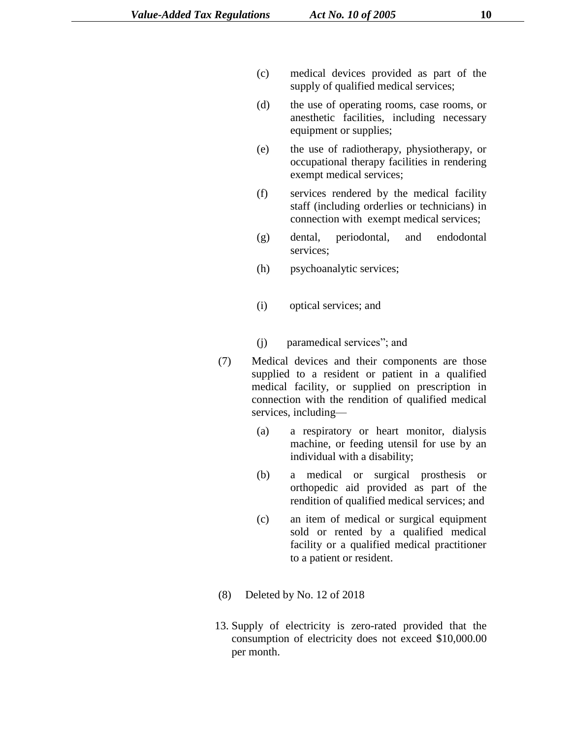(c) medical devices provided as part of the supply of qualified medical services;

(d) the use of operating rooms, case rooms, or anesthetic facilities, including necessary equipment or supplies;

(e) the use of radiotherapy, physiotherapy, or occupational therapy facilities in rendering exempt medical services;

(f) services rendered by the medical facility staff (including orderlies or technicians) in connection with exempt medical services;

(g) dental, periodontal, and endodontal services;

(h) psychoanalytic services;

(i) optical services; and

(j) paramedical services"; and

(7) Medical devices and their components are those supplied to a resident or patient in a qualified medical facility, or supplied on prescription in connection with the rendition of qualified medical services, including—

(a) a respiratory or heart monitor, dialysis machine, or feeding utensil for use by an individual with a disability;

(b) a medical or surgical prosthesis or orthopedic aid provided as part of the rendition of qualified medical services; and

(c) an item of medical or surgical equipment sold or rented by a qualified medical facility or a qualified medical practitioner to a patient or resident.

(8) Deleted by No. 12 of 2018

13. Supply of electricity is zero-rated provided that the consumption of electricity does not exceed $10,000.00 per month.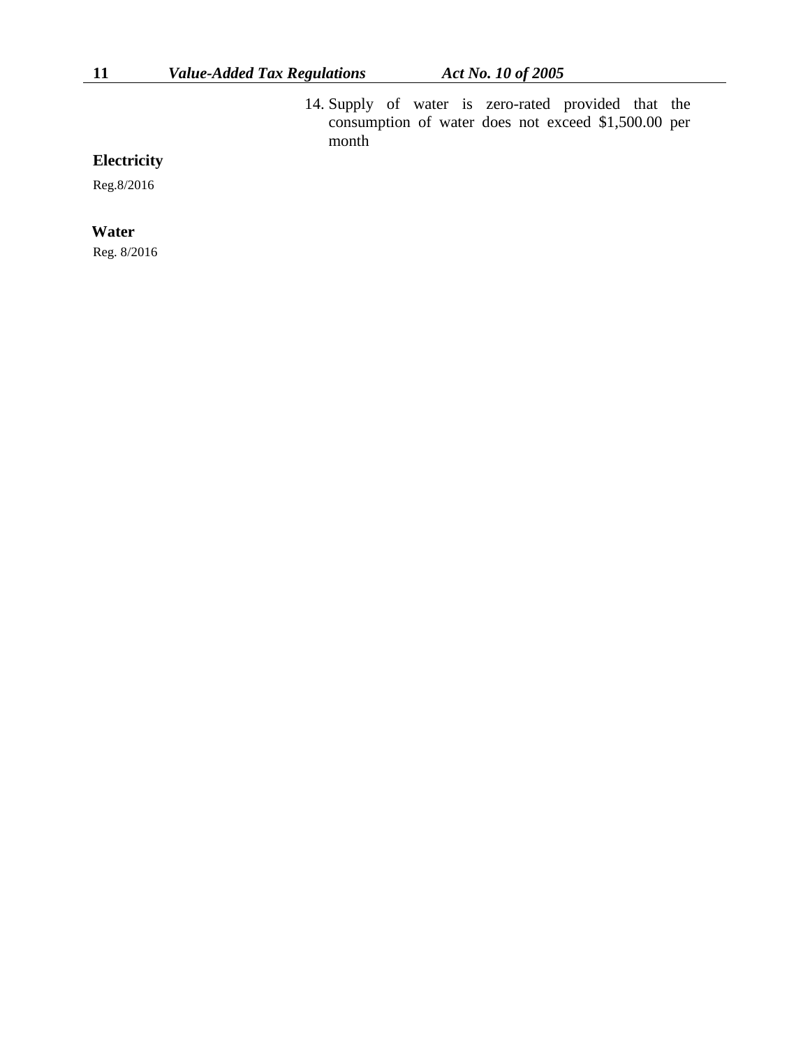14. Supply of water is zero-rated provided that the consumption of water does not exceed $1,500.00 per month

**Electricity**

Reg.8/2016

**Water**

Reg. 8/2016